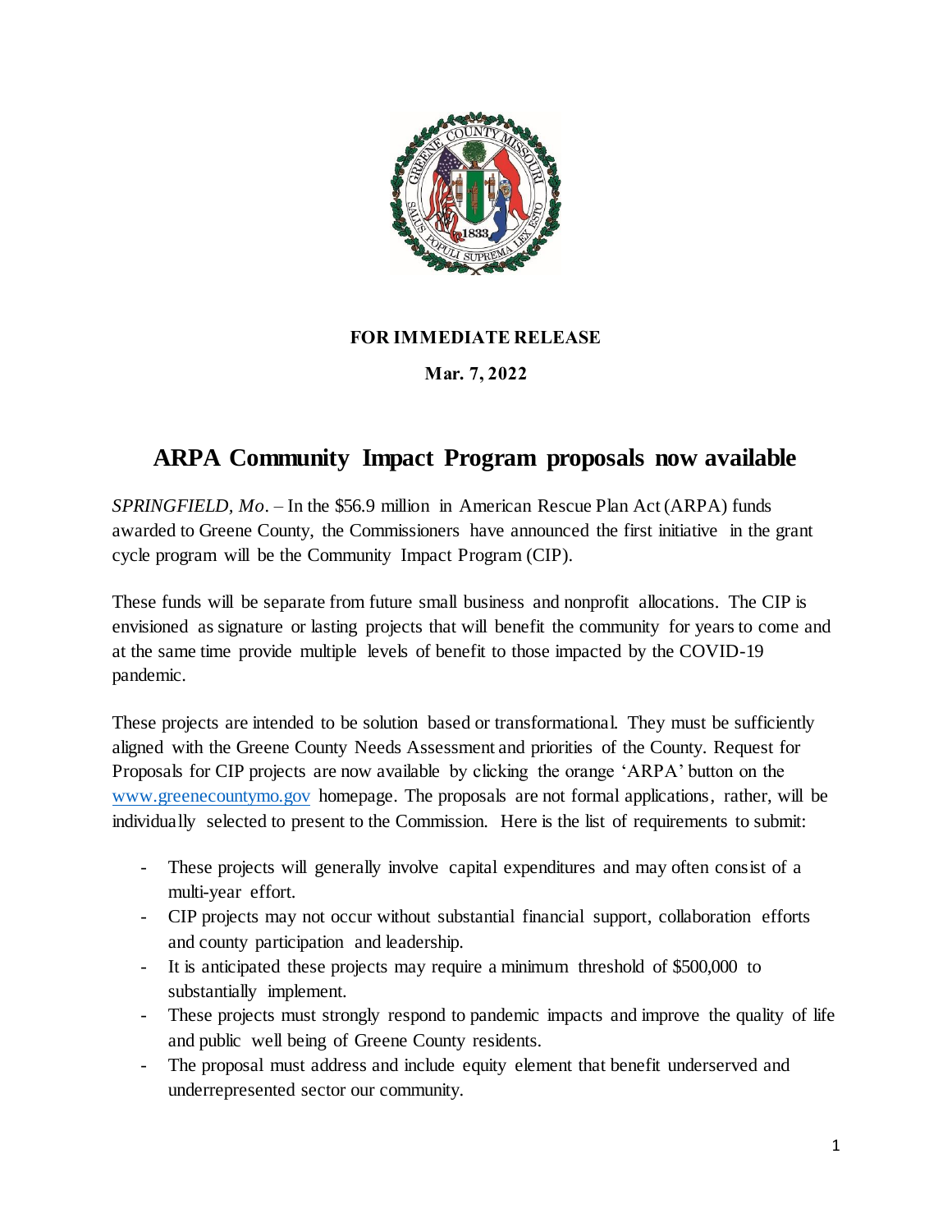**FOR IMMEDIATE RELEASE**

**Mar. 7, 2022**

# ARPA Community Impact Program proposals now available

*SPRINGFIELD, Mo*. – In the $56.9 million in American Rescue Plan Act (ARPA) funds awarded to Greene County, the Commissioners have announced the first initiative in the grant cycle program will be the Community Impact Program (CIP).

These funds will be separate from future small business and nonprofit allocations. The CIP is envisioned as signature or lasting projects that will benefit the community for years to come and at the same time provide multiple levels of benefit to those impacted by the COVID-19 pandemic.

These projects are intended to be solution based or transformational. They must be sufficiently aligned with the Greene County Needs Assessment and priorities of the County. Request for Proposals for CIP projects are now available by clicking the orange 'ARPA' button on the [www.greenecountymo.gov](http://www.greenecountymo.gov) homepage. The proposals are not formal applications, rather, will be individually selected to present to the Commission. Here is the list of requirements to submit:

- These projects will generally involve capital expenditures and may often consist of a multi-year effort.
- CIP projects may not occur without substantial financial support, collaboration efforts and county participation and leadership.
- It is anticipated these projects may require a minimum threshold of $500,000 to substantially implement.
- These projects must strongly respond to pandemic impacts and improve the quality of life and public well being of Greene County residents.
- The proposal must address and include equity element that benefit underserved and underrepresented sector our community.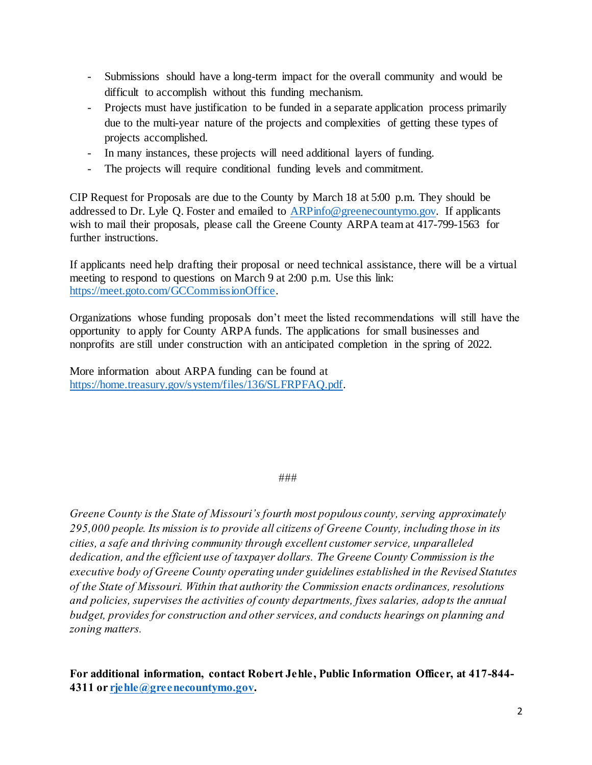- Submissions should have a long-term impact for the overall community and would be difficult to accomplish without this funding mechanism.
- Projects must have justification to be funded in a separate application process primarily due to the multi-year nature of the projects and complexities of getting these types of projects accomplished.
- In many instances, these projects will need additional layers of funding.
- The projects will require conditional funding levels and commitment.

CIP Request for Proposals are due to the County by March 18 at 5:00 p.m. They should be addressed to Dr. Lyle Q. Foster and emailed to [ARPinfo@greenecountymo.gov](mailto:ARPinfo@greenecountymo.gov). If applicants wish to mail their proposals, please call the Greene County ARPA team at 417-799-1563 for further instructions.

If applicants need help drafting their proposal or need technical assistance, there will be a virtual meeting to respond to questions on March 9 at 2:00 p.m. Use this link: [https://meet.goto.com/GCCommissionOffice](https://meet.goto.com/GCCommissionOffice).

Organizations whose funding proposals don't meet the listed recommendations will still have the opportunity to apply for County ARPA funds. The applications for small businesses and nonprofits are still under construction with an anticipated completion in the spring of 2022.

More information about ARPA funding can be found at [https://home.treasury.gov/system/files/136/SLFRPFAQ.pdf](https://home.treasury.gov/system/files/136/SLFRPFAQ.pdf).

###

*Greene County is the State of Missouri's fourth most populous county, serving approximately 295,000 people. Its mission is to provide all citizens of Greene County, including those in its cities, a safe and thriving community through excellent customer service, unparalleled dedication, and the efficient use of taxpayer dollars. The Greene County Commission is the executive body of Greene County operating under guidelines established in the Revised Statutes of the State of Missouri. Within that authority the Commission enacts ordinances, resolutions and policies, supervises the activities of county departments, fixes salaries, adopts the annual budget, provides for construction and other services, and conducts hearings on planning and zoning matters.*

**For additional information, contact Robert Jehle, Public Information Officer, at 417-844-4311 or [rjehle@greenecountymo.gov](mailto:rjehle@greenecountymo.gov).**